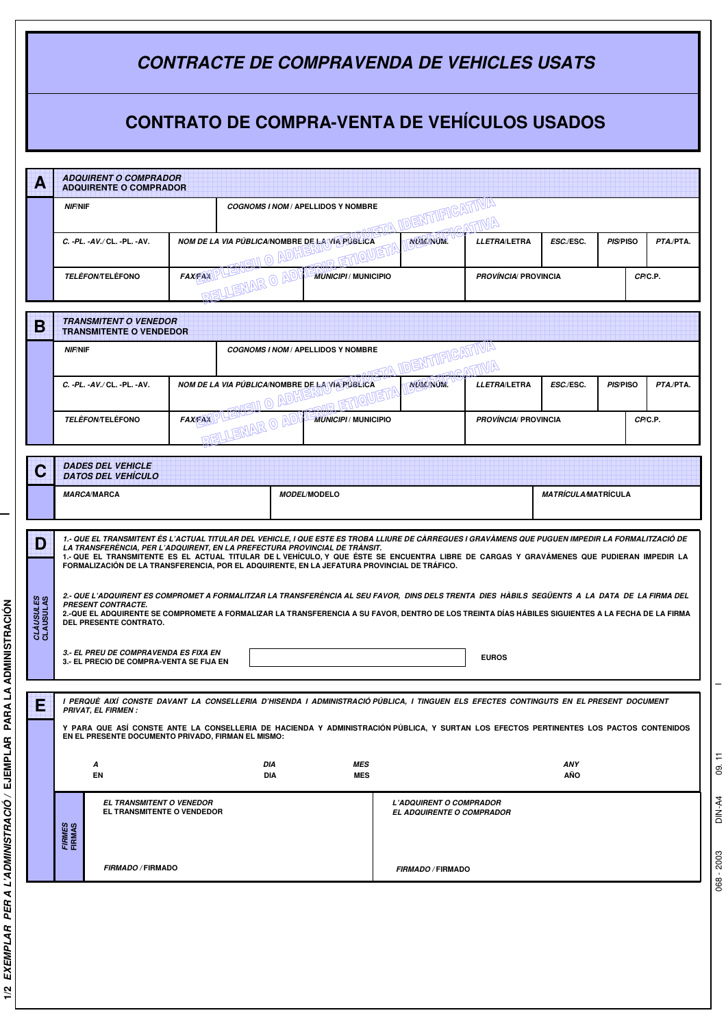# *CONTRACTE DE COMPRAVENDA DE VEHICLES USATS*

# CONTRATO DE COMPRA-VENTA DE VEHÍCULOS USADOS

## A — *ADQUIRENT O COMPRADOR* / ADQUIRENTE O COMPRADOR

| *NIF*/NIF | *COGNOMS I NOM* / APELLIDOS Y NOMBRE | | | | | | |
|---|---|---|---|---|---|---|---|
| *C. -PL. -AV.*/ CL. -PL. -AV. | *NOM DE LA VIA PÚBLICA*/NOMBRE DE LA VIA PÚBLICA | *NÚM.*/NÚM. | *LLETRA*/LETRA | *ESC.*/ESC. | *PIS*/PISO | *PTA.*/PTA. | |
| *TELÈFON*/TELÉFONO | *FAX*/FAX | *MUNICIPI* / MUNICIPIO | *PROVÍNCIA*/ PROVINCIA | *CP*/C.P. | | | |

*EMPLENEU O ADHERIU ETIQUETA IDENTIFICATIVA*
RELLENAR O ADHERIR ETIQUETA IDENTIFICATIVA

## B — *TRANSMITENT O VENEDOR* / TRANSMITENTE O VENDEDOR

| *NIF*/NIF | *COGNOMS I NOM* / APELLIDOS Y NOMBRE | | | | | | |
|---|---|---|---|---|---|---|---|
| *C. -PL. -AV.*/ CL. -PL. -AV. | *NOM DE LA VIA PÚBLICA*/NOMBRE DE LA VIA PÚBLICA | *NÚM.*/NÚM. | *LLETRA*/LETRA | *ESC.*/ESC. | *PIS*/PISO | *PTA.*/PTA. | |
| *TELÈFON*/TELÉFONO | *FAX*/FAX | *MUNICIPI* / MUNICIPIO | *PROVÍNCIA*/ PROVINCIA | *CP*/C.P. | | | |

*EMPLENEU O ADHERIU ETIQUETA IDENTIFICATIVA*
RELLENAR O ADHERIR ETIQUETA IDENTIFICATIVA

## C — *DADES DEL VEHICLE* / DATOS DEL VEHÍCULO

| *MARCA*/MARCA | *MODEL*/MODELO | *MATRÍCULA*/MATRÍCULA |
|---|---|---|
| | | |

## D — *CLÀUSULES* / CLÁUSULAS

*1.- QUE EL TRANSMITENT ÉS L'ACTUAL TITULAR DEL VEHICLE, I QUE ESTE ES TROBA LLIURE DE CÀRREGUES I GRAVÀMENS QUE PUGUEN IMPEDIR LA FORMALITZACIÓ DE LA TRANSFERÈNCIA, PER L'ADQUIRENT, EN LA PREFECTURA PROVINCIAL DE TRÀNSIT.*
1.- QUE EL TRANSMITENTE ES EL ACTUAL TITULAR DEL VEHÍCULO, Y QUE ÉSTE SE ENCUENTRA LIBRE DE CARGAS Y GRAVÁMENES QUE PUDIERAN IMPEDIR LA FORMALIZACIÓN DE LA TRANSFERENCIA, POR EL ADQUIRENTE, EN LA JEFATURA PROVINCIAL DE TRÁFICO.

*2.- QUE L'ADQUIRENT ES COMPROMET A FORMALITZAR LA TRANSFERÈNCIA AL SEU FAVOR, DINS DELS TRENTA DIES HÀBILS SEGÜENTS A LA DATA DE LA FIRMA DEL PRESENT CONTRACTE.*
2.-QUE EL ADQUIRENTE SE COMPROMETE A FORMALIZAR LA TRANSFERENCIA A SU FAVOR, DENTRO DE LOS TREINTA DÍAS HÁBILES SIGUIENTES A LA FECHA DE LA FIRMA DEL PRESENTE CONTRATO.

*3.- EL PREU DE COMPRAVENDA ES FIXA EN*
3.- EL PRECIO DE COMPRA-VENTA SE FIJA EN ______________________ EUROS

## E

*I PERQUÈ AIXÍ CONSTE DAVANT LA CONSELLERIA D'HISENDA I ADMINISTRACIÓ PÚBLICA, I TINGUEN ELS EFECTES CONTINGUTS EN EL PRESENT DOCUMENT PRIVAT, EL FIRMEN :*

Y PARA QUE ASÍ CONSTE ANTE LA CONSELLERIA DE HACIENDA Y ADMINISTRACIÓN PÚBLICA, Y SURTAN LOS EFECTOS PERTINENTES LOS PACTOS CONTENIDOS EN EL PRESENTE DOCUMENTO PRIVADO, FIRMAN EL MISMO:

*A* / EN ______ *DIA* / DIA ______ *MES* / MES ______ *ANY* / AÑO ______

| *FIRMES* / FIRMAS | |
|---|---|
| *EL TRANSMITENT O VENEDOR* / EL TRANSMITENTE O VENDEDOR | *L'ADQUIRENT O COMPRADOR* / *EL ADQUIRENTE O COMPRADOR* |
| *FIRMADO* / FIRMADO | *FIRMADO* / FIRMADO |

*1/2 EXEMPLAR PER A L'ADMINISTRACIÓ* / EJEMPLAR PARA LA ADMINISTRACIÓN

068 - 2003 DIN-A4 09. 11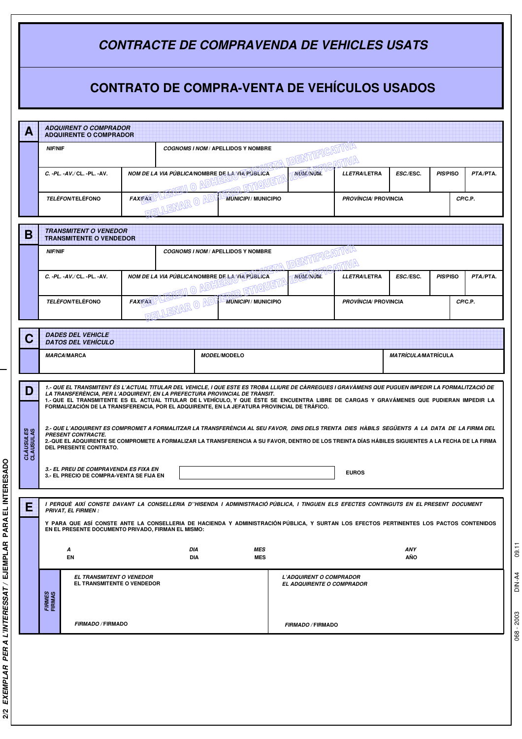# *CONTRACTE DE COMPRAVENDA DE VEHICLES USATS*

# CONTRATO DE COMPRA-VENTA DE VEHÍCULOS USADOS

## A — *ADQUIRENT O COMPRADOR* / ADQUIRENTE O COMPRADOR

| | | | | | | | |
|---|---|---|---|---|---|---|---|
| *NIF*/NIF | *COGNOMS I NOM* / APELLIDOS Y NOMBRE | | | | | | |
| *C. -PL. -AV.*/ CL. -PL. -AV. | *NOM DE LA VIA PÚBLICA*/NOMBRE DE LA VIA PÚBLICA | | *NÚM.*/NÚM. | *LLETRA*/LETRA | *ESC.*/ESC. | *PIS*/PISO | *PTA.*/PTA. |
| *TELÈFON*/TELÉFONO | *FAX*/FAX | *MUNICIPI* / MUNICIPIO | | *PROVÍNCIA*/ PROVINCIA | | | *CP*/C.P. |

EMPLENEU O ADHERIU ETIQUETA IDENTIFICATIVA / RELLENAR O ADHERIR ETIQUETA IDENTIFICATIVA

## B — *TRANSMITENT O VENEDOR* / TRANSMITENTE O VENEDOR

| | | | | | | | |
|---|---|---|---|---|---|---|---|
| *NIF*/NIF | *COGNOMS I NOM* / APELLIDOS Y NOMBRE | | | | | | |
| *C. -PL. -AV.*/ CL. -PL. -AV. | *NOM DE LA VIA PÚBLICA*/NOMBRE DE LA VIA PÚBLICA | | *NÚM.*/NÚM. | *LLETRA*/LETRA | *ESC.*/ESC. | *PIS*/PISO | *PTA.*/PTA. |
| *TELÈFON*/TELÉFONO | *FAX*/FAX | *MUNICIPI* / MUNICIPIO | | *PROVÍNCIA*/ PROVINCIA | | | *CP*/C.P. |

EMPLENEU O ADHERIU ETIQUETA IDENTIFICATIVA / RELLENAR O ADHERIR ETIQUETA IDENTIFICATIVA

## C — *DADES DEL VEHICLE* / DATOS DEL VEHÍCULO

| | | |
|---|---|---|
| *MARCA*/MARCA | *MODEL*/MODELO | *MATRÍCULA*/MATRÍCULA |

## D — *CLÀUSULES* / CLAUSULAS

*1.- QUE EL TRANSMITENT ÉS L'ACTUAL TITULAR DEL VEHICLE, I QUE ESTE ES TROBA LLIURE DE CÀRREGUES I GRAVÀMENS QUE PUGUEN IMPEDIR LA FORMALITZACIÓ DE LA TRANSFERÈNCIA, PER L'ADQUIRENT, EN LA PREFECTURA PROVINCIAL DE TRÀNSIT.*
1.- QUE EL TRANSMITENTE ES EL ACTUAL TITULAR DE L VEHÍCULO, Y QUE ÉSTE SE ENCUENTRA LIBRE DE CARGAS Y GRAVÁMENES QUE PUDIERAN IMPEDIR LA FORMALIZACIÓN DE LA TRANSFERENCIA, POR EL ADQUIRENTE, EN LA JEFATURA PROVINCIAL DE TRÁFICO.

*2.- QUE L'ADQUIRENT ES COMPROMET A FORMALITZAR LA TRANSFERÈNCIA AL SEU FAVOR, DINS DELS TRENTA DIES HÀBILS SEGÜENTS A LA DATA DE LA FIRMA DEL PRESENT CONTRACTE.*
2.-QUE EL ADQUIRENTE SE COMPROMETE A FORMALIZAR LA TRANSFERENCIA A SU FAVOR, DENTRO DE LOS TREINTA DÍAS HÁBILES SIGUIENTES A LA FECHA DE LA FIRMA DEL PRESENTE CONTRATO.

*3.- EL PREU DE COMPRAVENDA ES FIXA EN*
3.- EL PRECIO DE COMPRA-VENTA SE FIJA EN ______________________ EUROS

## E

*I PERQUÈ AIXÍ CONSTE DAVANT LA CONSELLERIA D''HISENDA I ADMINISTRACIÓ PÚBLICA, I TINGUEN ELS EFECTES CONTINGUTS EN EL PRESENT DOCUMENT PRIVAT, EL FIRMEN :*

Y PARA QUE ASÍ CONSTE ANTE LA CONSELLERIA DE HACIENDA Y ADMINISTRACIÓN PÚBLICA, Y SURTAN LOS EFECTOS PERTINENTES LOS PACTOS CONTENIDOS EN EL PRESENTE DOCUMENTO PRIVADO, FIRMAN EL MISMO:

*A* / EN ______ *DIA* / DIA ______ *MES* / MES ______ *ANY* / AÑO ______

**FIRMES / FIRMAS**

| | |
|---|---|
| *EL TRANSMITENT O VENEDOR* / EL TRANSMITENTE O VENEDOR | *L'ADQUIRENT O COMPRADOR* / *EL ADQUIRENTE O COMPRADOR* |
| *FIRMADO* / FIRMADO | *FIRMADO* / FIRMADO |

*EXEMPLAR PER A L'INTERESSAT* / EJEMPLAR PARA EL INTERESADO

068 - 2003 DIN-A4 09.11